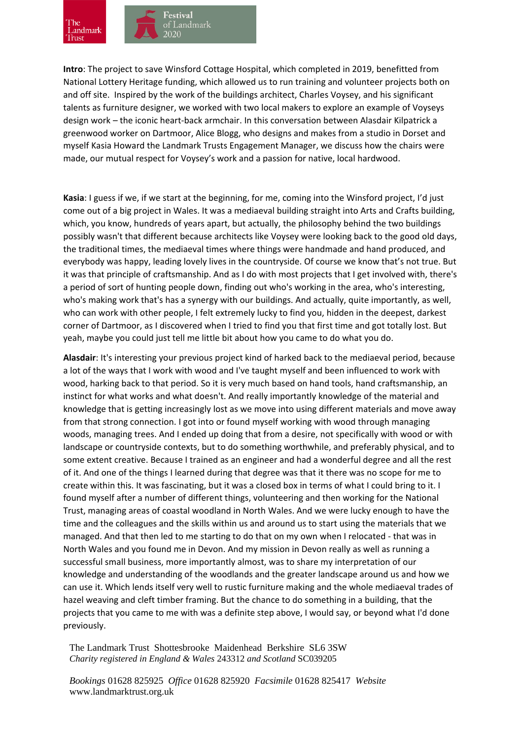**Intro**: The project to save Winsford Cottage Hospital, which completed in 2019, benefitted from National Lottery Heritage funding, which allowed us to run training and volunteer projects both on and off site. Inspired by the work of the buildings architect, Charles Voysey, and his significant talents as furniture designer, we worked with two local makers to explore an example of Voyseys design work – the iconic heart-back armchair. In this conversation between Alasdair Kilpatrick a greenwood worker on Dartmoor, Alice Blogg, who designs and makes from a studio in Dorset and myself Kasia Howard the Landmark Trusts Engagement Manager, we discuss how the chairs were made, our mutual respect for Voysey's work and a passion for native, local hardwood.

**Kasia**: I guess if we, if we start at the beginning, for me, coming into the Winsford project, I'd just come out of a big project in Wales. It was a mediaeval building straight into Arts and Crafts building, which, you know, hundreds of years apart, but actually, the philosophy behind the two buildings possibly wasn't that different because architects like Voysey were looking back to the good old days, the traditional times, the mediaeval times where things were handmade and hand produced, and everybody was happy, leading lovely lives in the countryside. Of course we know that's not true. But it was that principle of craftsmanship. And as I do with most projects that I get involved with, there's a period of sort of hunting people down, finding out who's working in the area, who's interesting, who's making work that's has a synergy with our buildings. And actually, quite importantly, as well, who can work with other people, I felt extremely lucky to find you, hidden in the deepest, darkest corner of Dartmoor, as I discovered when I tried to find you that first time and got totally lost. But yeah, maybe you could just tell me little bit about how you came to do what you do.

**Alasdair**: It's interesting your previous project kind of harked back to the mediaeval period, because a lot of the ways that I work with wood and I've taught myself and been influenced to work with wood, harking back to that period. So it is very much based on hand tools, hand craftsmanship, an instinct for what works and what doesn't. And really importantly knowledge of the material and knowledge that is getting increasingly lost as we move into using different materials and move away from that strong connection. I got into or found myself working with wood through managing woods, managing trees. And I ended up doing that from a desire, not specifically with wood or with landscape or countryside contexts, but to do something worthwhile, and preferably physical, and to some extent creative. Because I trained as an engineer and had a wonderful degree and all the rest of it. And one of the things I learned during that degree was that it there was no scope for me to create within this. It was fascinating, but it was a closed box in terms of what I could bring to it. I found myself after a number of different things, volunteering and then working for the National Trust, managing areas of coastal woodland in North Wales. And we were lucky enough to have the time and the colleagues and the skills within us and around us to start using the materials that we managed. And that then led to me starting to do that on my own when I relocated - that was in North Wales and you found me in Devon. And my mission in Devon really as well as running a successful small business, more importantly almost, was to share my interpretation of our knowledge and understanding of the woodlands and the greater landscape around us and how we can use it. Which lends itself very well to rustic furniture making and the whole mediaeval trades of hazel weaving and cleft timber framing. But the chance to do something in a building, that the projects that you came to me with was a definite step above, I would say, or beyond what I'd done previously.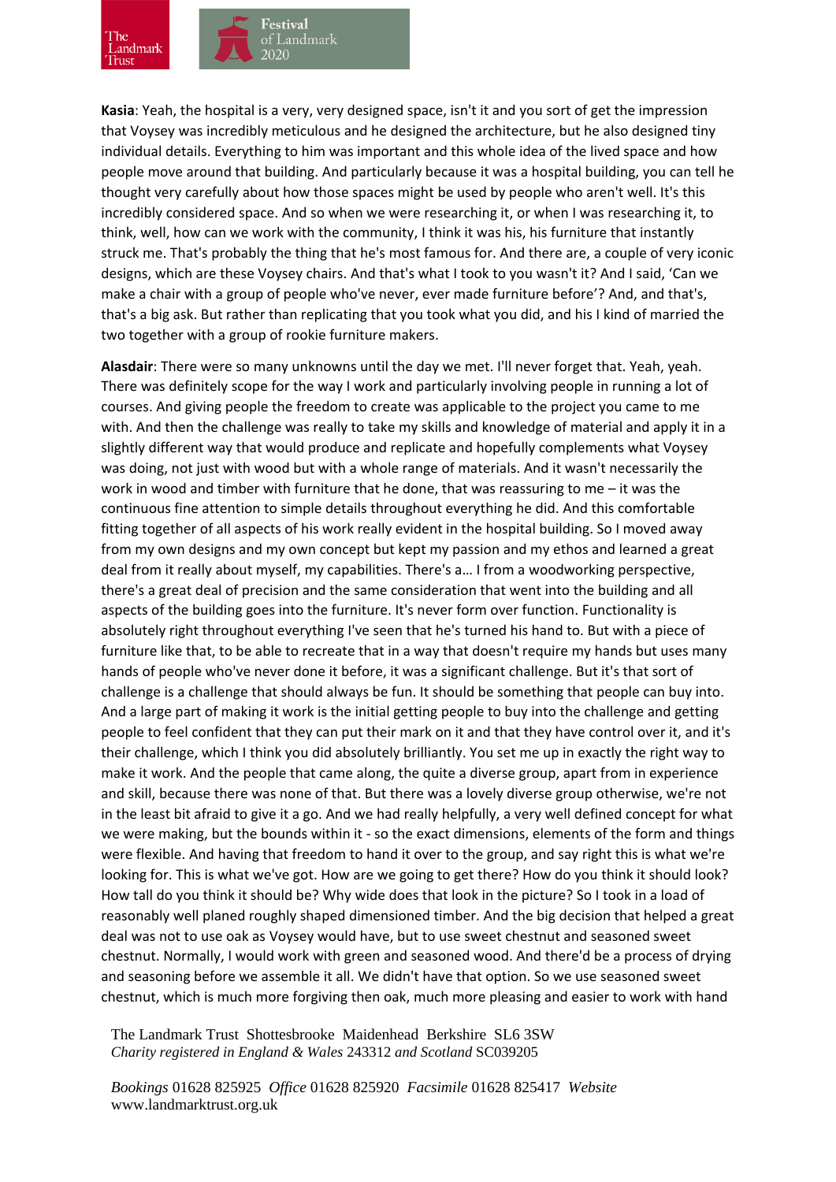**Kasia**: Yeah, the hospital is a very, very designed space, isn't it and you sort of get the impression that Voysey was incredibly meticulous and he designed the architecture, but he also designed tiny individual details. Everything to him was important and this whole idea of the lived space and how people move around that building. And particularly because it was a hospital building, you can tell he thought very carefully about how those spaces might be used by people who aren't well. It's this incredibly considered space. And so when we were researching it, or when I was researching it, to think, well, how can we work with the community, I think it was his, his furniture that instantly struck me. That's probably the thing that he's most famous for. And there are, a couple of very iconic designs, which are these Voysey chairs. And that's what I took to you wasn't it? And I said, 'Can we make a chair with a group of people who've never, ever made furniture before'? And, and that's, that's a big ask. But rather than replicating that you took what you did, and his I kind of married the two together with a group of rookie furniture makers.

**Alasdair**: There were so many unknowns until the day we met. I'll never forget that. Yeah, yeah. There was definitely scope for the way I work and particularly involving people in running a lot of courses. And giving people the freedom to create was applicable to the project you came to me with. And then the challenge was really to take my skills and knowledge of material and apply it in a slightly different way that would produce and replicate and hopefully complements what Voysey was doing, not just with wood but with a whole range of materials. And it wasn't necessarily the work in wood and timber with furniture that he done, that was reassuring to me – it was the continuous fine attention to simple details throughout everything he did. And this comfortable fitting together of all aspects of his work really evident in the hospital building. So I moved away from my own designs and my own concept but kept my passion and my ethos and learned a great deal from it really about myself, my capabilities. There's a… I from a woodworking perspective, there's a great deal of precision and the same consideration that went into the building and all aspects of the building goes into the furniture. It's never form over function. Functionality is absolutely right throughout everything I've seen that he's turned his hand to. But with a piece of furniture like that, to be able to recreate that in a way that doesn't require my hands but uses many hands of people who've never done it before, it was a significant challenge. But it's that sort of challenge is a challenge that should always be fun. It should be something that people can buy into. And a large part of making it work is the initial getting people to buy into the challenge and getting people to feel confident that they can put their mark on it and that they have control over it, and it's their challenge, which I think you did absolutely brilliantly. You set me up in exactly the right way to make it work. And the people that came along, the quite a diverse group, apart from in experience and skill, because there was none of that. But there was a lovely diverse group otherwise, we're not in the least bit afraid to give it a go. And we had really helpfully, a very well defined concept for what we were making, but the bounds within it - so the exact dimensions, elements of the form and things were flexible. And having that freedom to hand it over to the group, and say right this is what we're looking for. This is what we've got. How are we going to get there? How do you think it should look? How tall do you think it should be? Why wide does that look in the picture? So I took in a load of reasonably well planed roughly shaped dimensioned timber. And the big decision that helped a great deal was not to use oak as Voysey would have, but to use sweet chestnut and seasoned sweet chestnut. Normally, I would work with green and seasoned wood. And there'd be a process of drying and seasoning before we assemble it all. We didn't have that option. So we use seasoned sweet chestnut, which is much more forgiving then oak, much more pleasing and easier to work with hand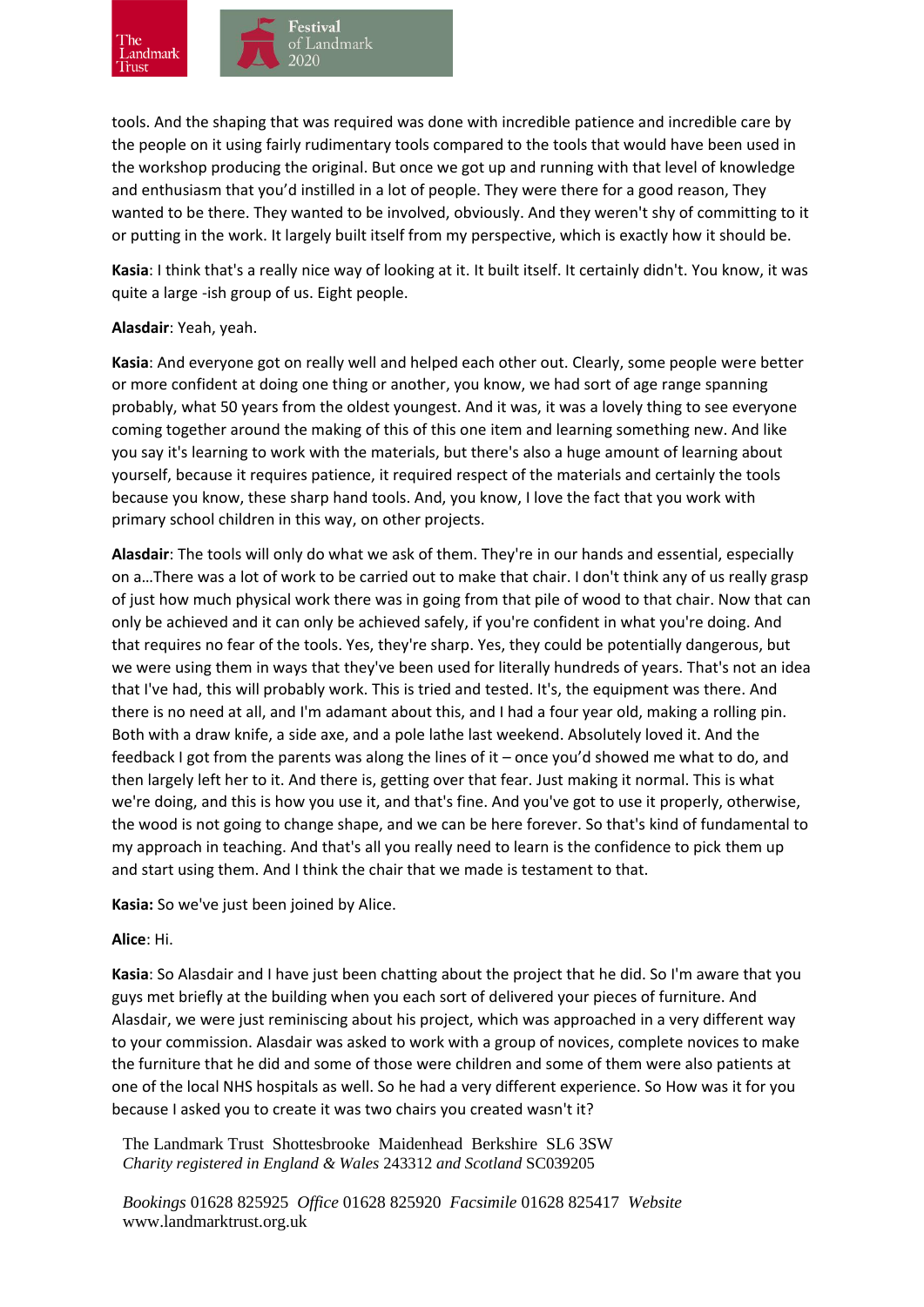tools. And the shaping that was required was done with incredible patience and incredible care by the people on it using fairly rudimentary tools compared to the tools that would have been used in the workshop producing the original. But once we got up and running with that level of knowledge and enthusiasm that you'd instilled in a lot of people. They were there for a good reason, They wanted to be there. They wanted to be involved, obviously. And they weren't shy of committing to it or putting in the work. It largely built itself from my perspective, which is exactly how it should be.

**Kasia**: I think that's a really nice way of looking at it. It built itself. It certainly didn't. You know, it was quite a large -ish group of us. Eight people.

**Alasdair**: Yeah, yeah.

**Kasia**: And everyone got on really well and helped each other out. Clearly, some people were better or more confident at doing one thing or another, you know, we had sort of age range spanning probably, what 50 years from the oldest youngest. And it was, it was a lovely thing to see everyone coming together around the making of this of this one item and learning something new. And like you say it's learning to work with the materials, but there's also a huge amount of learning about yourself, because it requires patience, it required respect of the materials and certainly the tools because you know, these sharp hand tools. And, you know, I love the fact that you work with primary school children in this way, on other projects.

**Alasdair**: The tools will only do what we ask of them. They're in our hands and essential, especially on a…There was a lot of work to be carried out to make that chair. I don't think any of us really grasp of just how much physical work there was in going from that pile of wood to that chair. Now that can only be achieved and it can only be achieved safely, if you're confident in what you're doing. And that requires no fear of the tools. Yes, they're sharp. Yes, they could be potentially dangerous, but we were using them in ways that they've been used for literally hundreds of years. That's not an idea that I've had, this will probably work. This is tried and tested. It's, the equipment was there. And there is no need at all, and I'm adamant about this, and I had a four year old, making a rolling pin. Both with a draw knife, a side axe, and a pole lathe last weekend. Absolutely loved it. And the feedback I got from the parents was along the lines of it – once you'd showed me what to do, and then largely left her to it. And there is, getting over that fear. Just making it normal. This is what we're doing, and this is how you use it, and that's fine. And you've got to use it properly, otherwise, the wood is not going to change shape, and we can be here forever. So that's kind of fundamental to my approach in teaching. And that's all you really need to learn is the confidence to pick them up and start using them. And I think the chair that we made is testament to that.

**Kasia:** So we've just been joined by Alice.

**Alice**: Hi.

**Kasia**: So Alasdair and I have just been chatting about the project that he did. So I'm aware that you guys met briefly at the building when you each sort of delivered your pieces of furniture. And Alasdair, we were just reminiscing about his project, which was approached in a very different way to your commission. Alasdair was asked to work with a group of novices, complete novices to make the furniture that he did and some of those were children and some of them were also patients at one of the local NHS hospitals as well. So he had a very different experience. So How was it for you because I asked you to create it was two chairs you created wasn't it?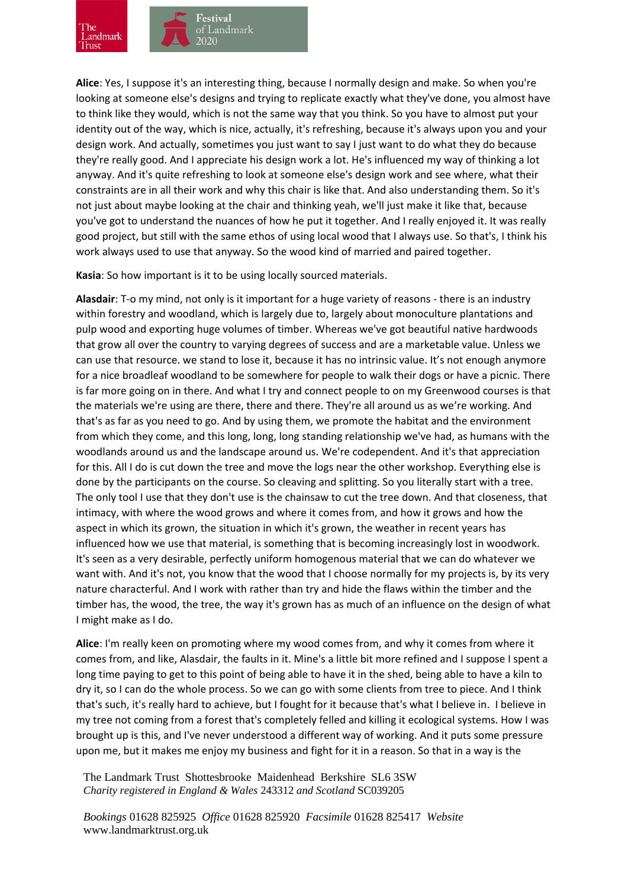**Alice**: Yes, I suppose it's an interesting thing, because I normally design and make. So when you're looking at someone else's designs and trying to replicate exactly what they've done, you almost have to think like they would, which is not the same way that you think. So you have to almost put your identity out of the way, which is nice, actually, it's refreshing, because it's always upon you and your design work. And actually, sometimes you just want to say I just want to do what they do because they're really good. And I appreciate his design work a lot. He's influenced my way of thinking a lot anyway. And it's quite refreshing to look at someone else's design work and see where, what their constraints are in all their work and why this chair is like that. And also understanding them. So it's not just about maybe looking at the chair and thinking yeah, we'll just make it like that, because you've got to understand the nuances of how he put it together. And I really enjoyed it. It was really good project, but still with the same ethos of using local wood that I always use. So that's, I think his work always used to use that anyway. So the wood kind of married and paired together.

**Kasia**: So how important is it to be using locally sourced materials.

**Alasdair**: T-o my mind, not only is it important for a huge variety of reasons - there is an industry within forestry and woodland, which is largely due to, largely about monoculture plantations and pulp wood and exporting huge volumes of timber. Whereas we've got beautiful native hardwoods that grow all over the country to varying degrees of success and are a marketable value. Unless we can use that resource. we stand to lose it, because it has no intrinsic value. It's not enough anymore for a nice broadleaf woodland to be somewhere for people to walk their dogs or have a picnic. There is far more going on in there. And what I try and connect people to on my Greenwood courses is that the materials we're using are there, there and there. They're all around us as we're working. And that's as far as you need to go. And by using them, we promote the habitat and the environment from which they come, and this long, long, long standing relationship we've had, as humans with the woodlands around us and the landscape around us. We're codependent. And it's that appreciation for this. All I do is cut down the tree and move the logs near the other workshop. Everything else is done by the participants on the course. So cleaving and splitting. So you literally start with a tree. The only tool I use that they don't use is the chainsaw to cut the tree down. And that closeness, that intimacy, with where the wood grows and where it comes from, and how it grows and how the aspect in which its grown, the situation in which it's grown, the weather in recent years has influenced how we use that material, is something that is becoming increasingly lost in woodwork. It's seen as a very desirable, perfectly uniform homogenous material that we can do whatever we want with. And it's not, you know that the wood that I choose normally for my projects is, by its very nature characterful. And I work with rather than try and hide the flaws within the timber and the timber has, the wood, the tree, the way it's grown has as much of an influence on the design of what I might make as I do.

**Alice**: I'm really keen on promoting where my wood comes from, and why it comes from where it comes from, and like, Alasdair, the faults in it. Mine's a little bit more refined and I suppose I spent a long time paying to get to this point of being able to have it in the shed, being able to have a kiln to dry it, so I can do the whole process. So we can go with some clients from tree to piece. And I think that's such, it's really hard to achieve, but I fought for it because that's what I believe in. I believe in my tree not coming from a forest that's completely felled and killing it ecological systems. How I was brought up is this, and I've never understood a different way of working. And it puts some pressure upon me, but it makes me enjoy my business and fight for it in a reason. So that in a way is the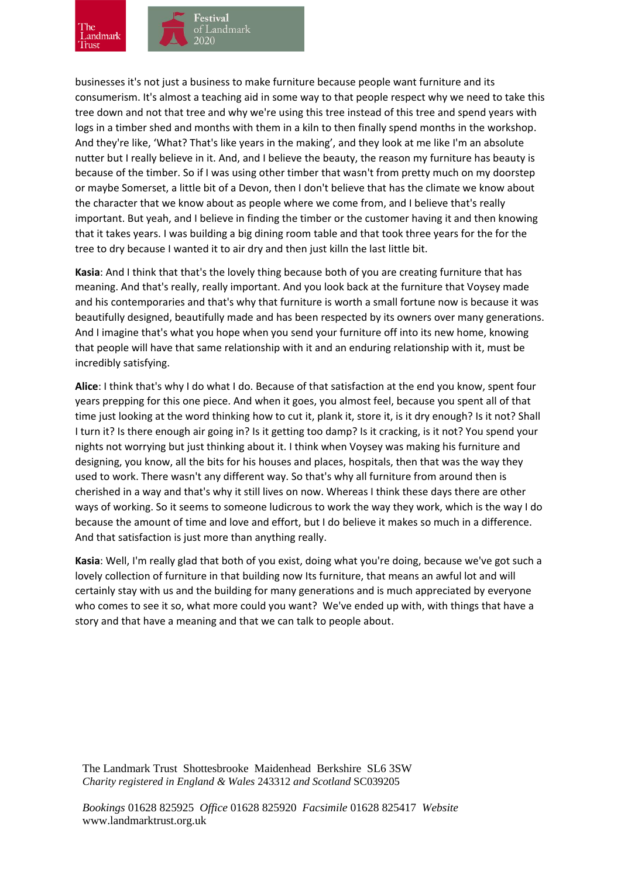businesses it's not just a business to make furniture because people want furniture and its consumerism. It's almost a teaching aid in some way to that people respect why we need to take this tree down and not that tree and why we're using this tree instead of this tree and spend years with logs in a timber shed and months with them in a kiln to then finally spend months in the workshop. And they're like, 'What? That's like years in the making', and they look at me like I'm an absolute nutter but I really believe in it. And, and I believe the beauty, the reason my furniture has beauty is because of the timber. So if I was using other timber that wasn't from pretty much on my doorstep or maybe Somerset, a little bit of a Devon, then I don't believe that has the climate we know about the character that we know about as people where we come from, and I believe that's really important. But yeah, and I believe in finding the timber or the customer having it and then knowing that it takes years. I was building a big dining room table and that took three years for the for the tree to dry because I wanted it to air dry and then just kiln the last little bit.

**Kasia**: And I think that that's the lovely thing because both of you are creating furniture that has meaning. And that's really, really important. And you look back at the furniture that Voysey made and his contemporaries and that's why that furniture is worth a small fortune now is because it was beautifully designed, beautifully made and has been respected by its owners over many generations. And I imagine that's what you hope when you send your furniture off into its new home, knowing that people will have that same relationship with it and an enduring relationship with it, must be incredibly satisfying.

**Alice**: I think that's why I do what I do. Because of that satisfaction at the end you know, spent four years prepping for this one piece. And when it goes, you almost feel, because you spent all of that time just looking at the word thinking how to cut it, plank it, store it, is it dry enough? Is it not? Shall I turn it? Is there enough air going in? Is it getting too damp? Is it cracking, is it not? You spend your nights not worrying but just thinking about it. I think when Voysey was making his furniture and designing, you know, all the bits for his houses and places, hospitals, then that was the way they used to work. There wasn't any different way. So that's why all furniture from around then is cherished in a way and that's why it still lives on now. Whereas I think these days there are other ways of working. So it seems to someone ludicrous to work the way they work, which is the way I do because the amount of time and love and effort, but I do believe it makes so much in a difference. And that satisfaction is just more than anything really.

**Kasia**: Well, I'm really glad that both of you exist, doing what you're doing, because we've got such a lovely collection of furniture in that building now Its furniture, that means an awful lot and will certainly stay with us and the building for many generations and is much appreciated by everyone who comes to see it so, what more could you want? We've ended up with, with things that have a story and that have a meaning and that we can talk to people about.